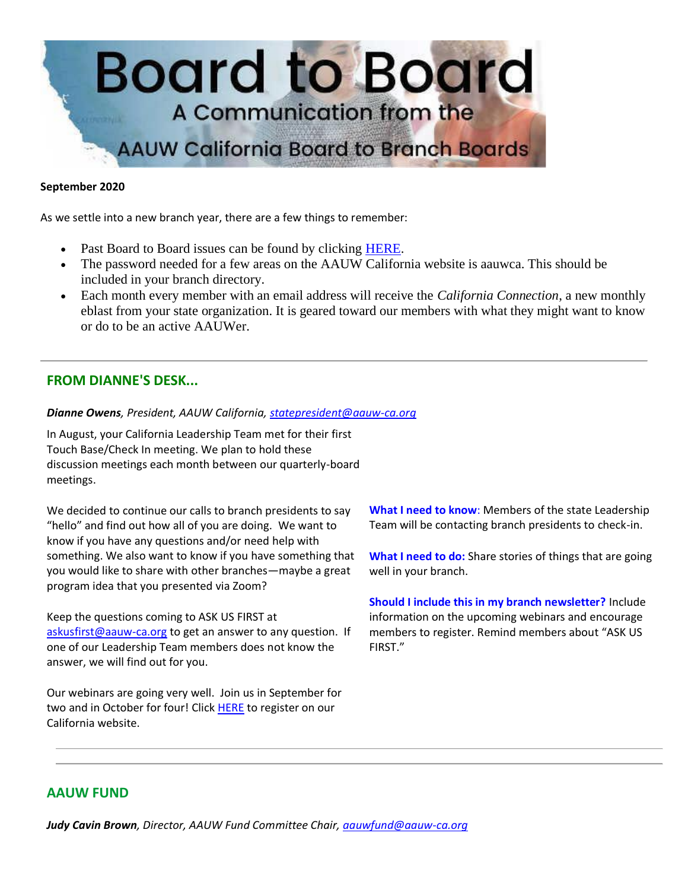# Board to Board

## A Communication from the AAUW California Board to Branch Boards

**September 2020**

As we settle into a new branch year, there are a few things to remember:

- Past Board to Board issues can be found by clicking HERE.
- The password needed for a few areas on the AAUW California website is aauwca. This should be included in your branch directory.
- Each month every member with an email address will receive the *California Connection*, a new monthly eblast from your state organization. It is geared toward our members with what they might want to know or do to be an active AAUWer.

---

## FROM DIANNE'S DESK...

***Dianne Owens**, President, AAUW California, statepresident@aauw-ca.org*

In August, your California Leadership Team met for their first Touch Base/Check In meeting. We plan to hold these discussion meetings each month between our quarterly-board meetings.

We decided to continue our calls to branch presidents to say "hello" and find out how all of you are doing. We want to know if you have any questions and/or need help with something. We also want to know if you have something that you would like to share with other branches—maybe a great program idea that you presented via Zoom?

Keep the questions coming to ASK US FIRST at askusfirst@aauw-ca.org to get an answer to any question. If one of our Leadership Team members does not know the answer, we will find out for you.

Our webinars are going very well. Join us in September for two and in October for four! Click HERE to register on our California website.

**What I need to know**: Members of the state Leadership Team will be contacting branch presidents to check-in.

**What I need to do:** Share stories of things that are going well in your branch.

**Should I include this in my branch newsletter?** Include information on the upcoming webinars and encourage members to register. Remind members about "ASK US FIRST."

---

## AAUW FUND

***Judy Cavin Brown**, Director, AAUW Fund Committee Chair, aauwfund@aauw-ca.org*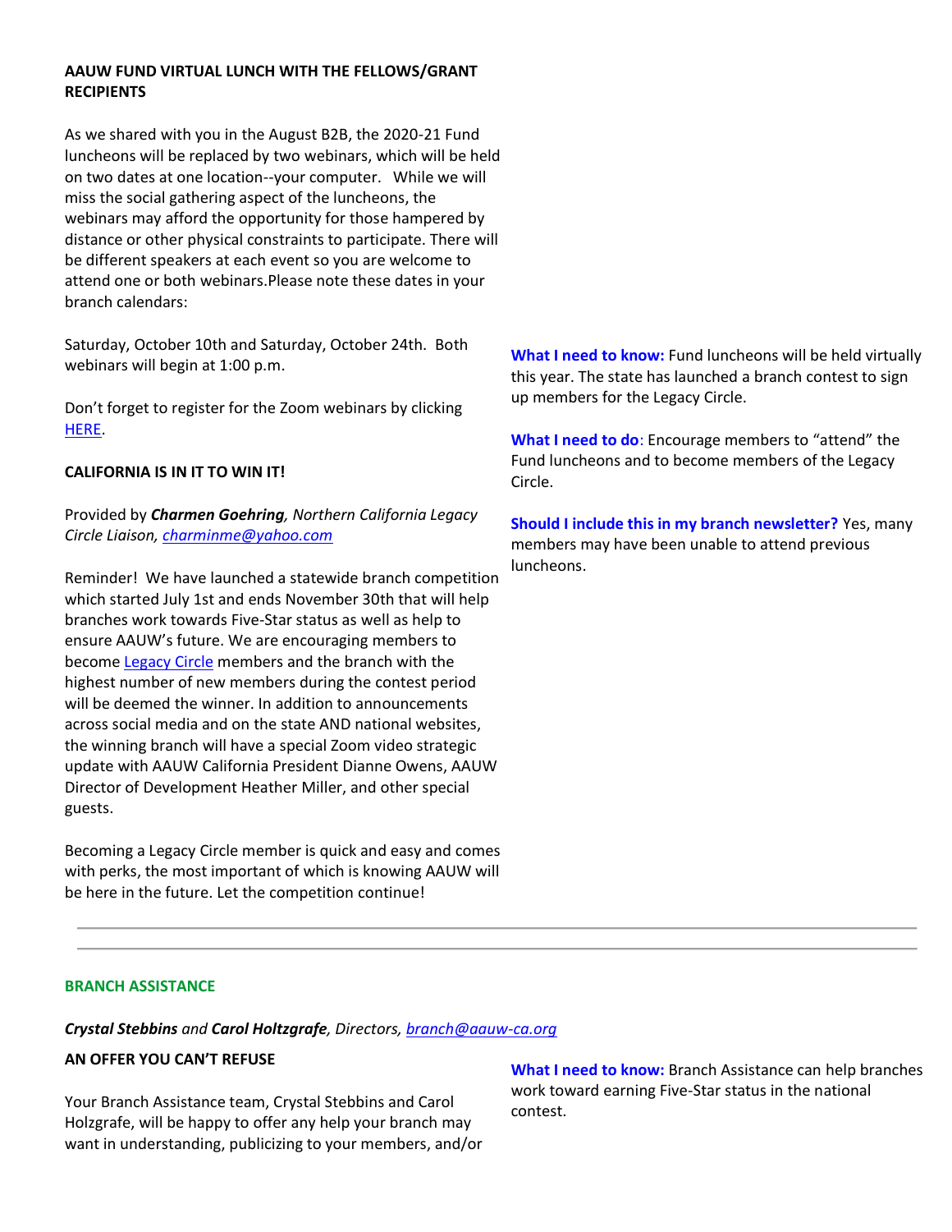**AAUW FUND VIRTUAL LUNCH WITH THE FELLOWS/GRANT RECIPIENTS**

As we shared with you in the August B2B, the 2020-21 Fund luncheons will be replaced by two webinars, which will be held on two dates at one location--your computer. While we will miss the social gathering aspect of the luncheons, the webinars may afford the opportunity for those hampered by distance or other physical constraints to participate. There will be different speakers at each event so you are welcome to attend one or both webinars.Please note these dates in your branch calendars:

Saturday, October 10th and Saturday, October 24th. Both webinars will begin at 1:00 p.m.

Don't forget to register for the Zoom webinars by clicking [HERE](HERE).

**CALIFORNIA IS IN IT TO WIN IT!**

Provided by ***Charmen Goehring****, Northern California Legacy Circle Liaison, charminme@yahoo.com*

Reminder! We have launched a statewide branch competition which started July 1st and ends November 30th that will help branches work towards Five-Star status as well as help to ensure AAUW's future. We are encouraging members to become [Legacy Circle](Legacy Circle) members and the branch with the highest number of new members during the contest period will be deemed the winner. In addition to announcements across social media and on the state AND national websites, the winning branch will have a special Zoom video strategic update with AAUW California President Dianne Owens, AAUW Director of Development Heather Miller, and other special guests.

Becoming a Legacy Circle member is quick and easy and comes with perks, the most important of which is knowing AAUW will be here in the future. Let the competition continue!

**What I need to know:** Fund luncheons will be held virtually this year. The state has launched a branch contest to sign up members for the Legacy Circle.

**What I need to do**: Encourage members to "attend" the Fund luncheons and to become members of the Legacy Circle.

**Should I include this in my branch newsletter?** Yes, many members may have been unable to attend previous luncheons.

---

## BRANCH ASSISTANCE

***Crystal Stebbins*** *and* ***Carol Holtzgrafe****, Directors, branch@aauw-ca.org*

**AN OFFER YOU CAN'T REFUSE**

Your Branch Assistance team, Crystal Stebbins and Carol Holzgrafe, will be happy to offer any help your branch may want in understanding, publicizing to your members, and/or

**What I need to know:** Branch Assistance can help branches work toward earning Five-Star status in the national contest.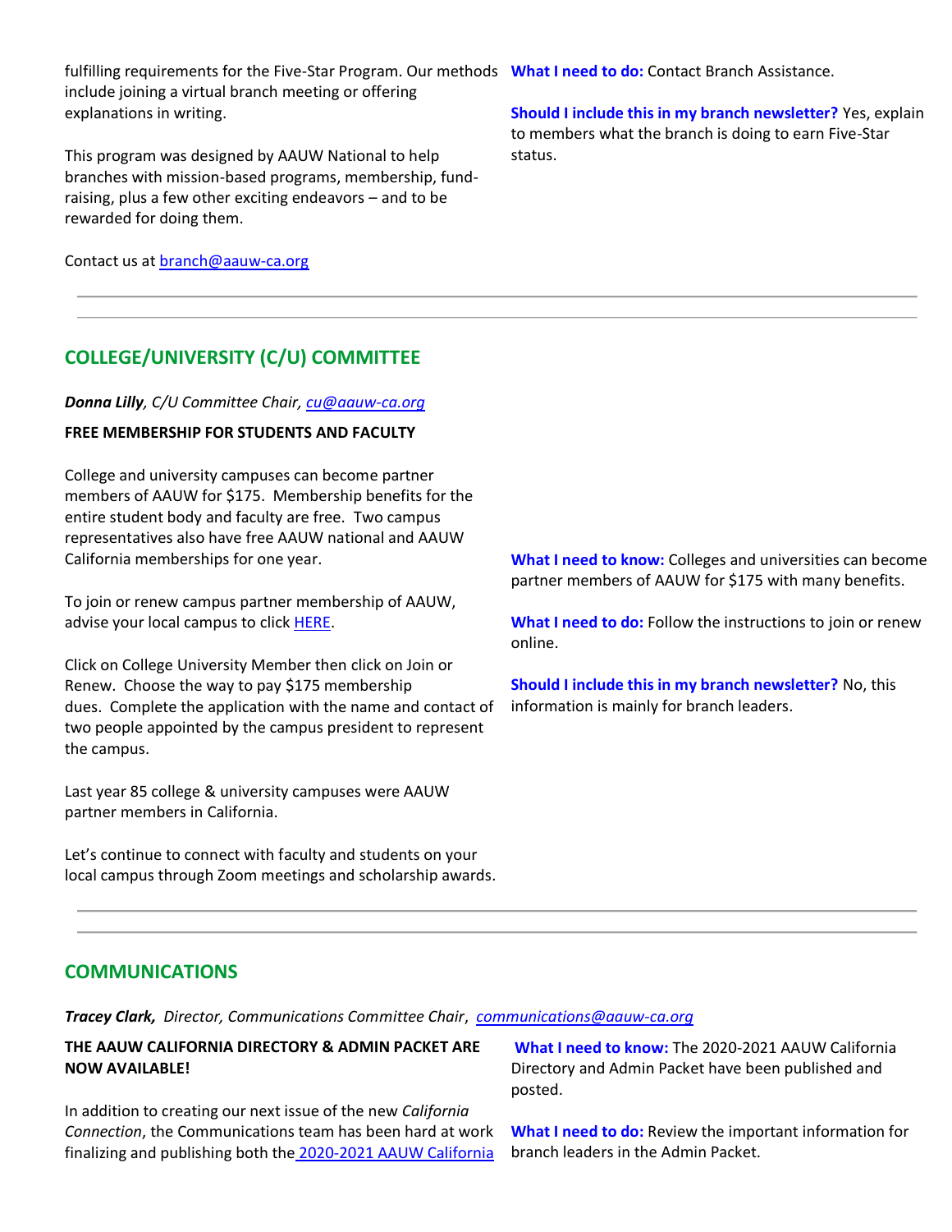fulfilling requirements for the Five-Star Program. Our methods include joining a virtual branch meeting or offering explanations in writing.

This program was designed by AAUW National to help branches with mission-based programs, membership, fund-raising, plus a few other exciting endeavors – and to be rewarded for doing them.

Contact us at [branch@aauw-ca.org](mailto:branch@aauw-ca.org)

**What I need to do:** Contact Branch Assistance.

**Should I include this in my branch newsletter?** Yes, explain to members what the branch is doing to earn Five-Star status.

---

## COLLEGE/UNIVERSITY (C/U) COMMITTEE

***Donna Lilly**, C/U Committee Chair, [cu@aauw-ca.org](mailto:cu@aauw-ca.org)*

**FREE MEMBERSHIP FOR STUDENTS AND FACULTY**

College and university campuses can become partner members of AAUW for $175. Membership benefits for the entire student body and faculty are free. Two campus representatives also have free AAUW national and AAUW California memberships for one year.

To join or renew campus partner membership of AAUW, advise your local campus to click HERE.

Click on College University Member then click on Join or Renew. Choose the way to pay $175 membership dues. Complete the application with the name and contact of two people appointed by the campus president to represent the campus.

Last year 85 college & university campuses were AAUW partner members in California.

Let's continue to connect with faculty and students on your local campus through Zoom meetings and scholarship awards.

**What I need to know:** Colleges and universities can become partner members of AAUW for $175 with many benefits.

**What I need to do:** Follow the instructions to join or renew online.

**Should I include this in my branch newsletter?** No, this information is mainly for branch leaders.

---

## COMMUNICATIONS

***Tracey Clark**, Director, Communications Committee Chair, [communications@aauw-ca.org](mailto:communications@aauw-ca.org)*

**THE AAUW CALIFORNIA DIRECTORY & ADMIN PACKET ARE NOW AVAILABLE!**

In addition to creating our next issue of the new *California Connection*, the Communications team has been hard at work finalizing and publishing both the 2020-2021 AAUW California

**What I need to know:** The 2020-2021 AAUW California Directory and Admin Packet have been published and posted.

**What I need to do:** Review the important information for branch leaders in the Admin Packet.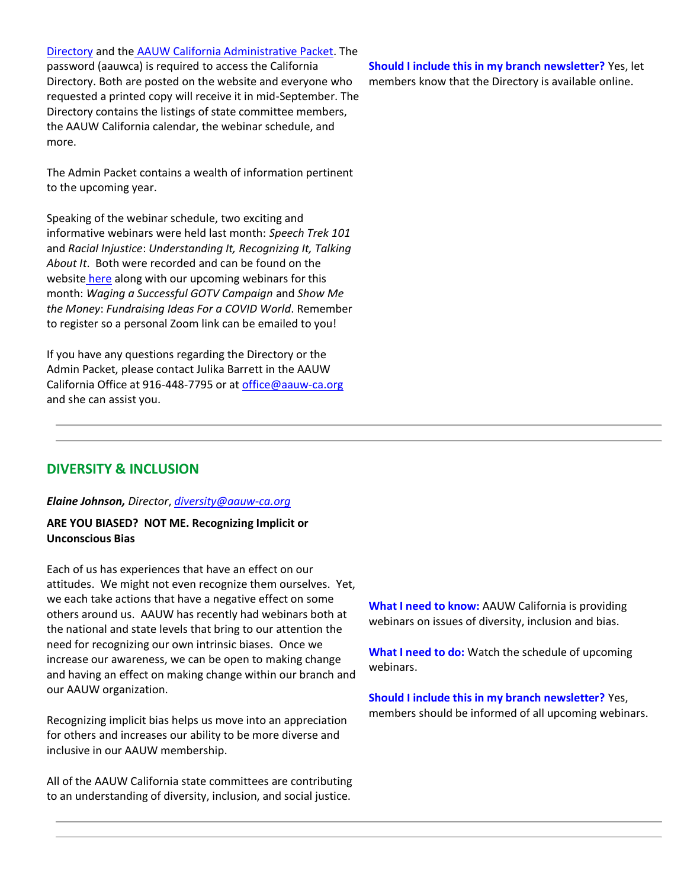Directory and the AAUW California Administrative Packet. The password (aauwca) is required to access the California Directory. Both are posted on the website and everyone who requested a printed copy will receive it in mid-September. The Directory contains the listings of state committee members, the AAUW California calendar, the webinar schedule, and more.

The Admin Packet contains a wealth of information pertinent to the upcoming year.

Speaking of the webinar schedule, two exciting and informative webinars were held last month: *Speech Trek 101* and *Racial Injustice*: *Understanding It, Recognizing It, Talking About It*. Both were recorded and can be found on the website here along with our upcoming webinars for this month: *Waging a Successful GOTV Campaign* and *Show Me the Money*: *Fundraising Ideas For a COVID World*. Remember to register so a personal Zoom link can be emailed to you!

If you have any questions regarding the Directory or the Admin Packet, please contact Julika Barrett in the AAUW California Office at 916-448-7795 or at office@aauw-ca.org and she can assist you.

**Should I include this in my branch newsletter?** Yes, let members know that the Directory is available online.

---

## DIVERSITY & INCLUSION

***Elaine Johnson,*** *Director, diversity@aauw-ca.org*

**ARE YOU BIASED? NOT ME. Recognizing Implicit or Unconscious Bias**

Each of us has experiences that have an effect on our attitudes. We might not even recognize them ourselves. Yet, we each take actions that have a negative effect on some others around us. AAUW has recently had webinars both at the national and state levels that bring to our attention the need for recognizing our own intrinsic biases. Once we increase our awareness, we can be open to making change and having an effect on making change within our branch and our AAUW organization.

Recognizing implicit bias helps us move into an appreciation for others and increases our ability to be more diverse and inclusive in our AAUW membership.

All of the AAUW California state committees are contributing to an understanding of diversity, inclusion, and social justice.

**What I need to know:** AAUW California is providing webinars on issues of diversity, inclusion and bias.

**What I need to do:** Watch the schedule of upcoming webinars.

**Should I include this in my branch newsletter?** Yes, members should be informed of all upcoming webinars.

---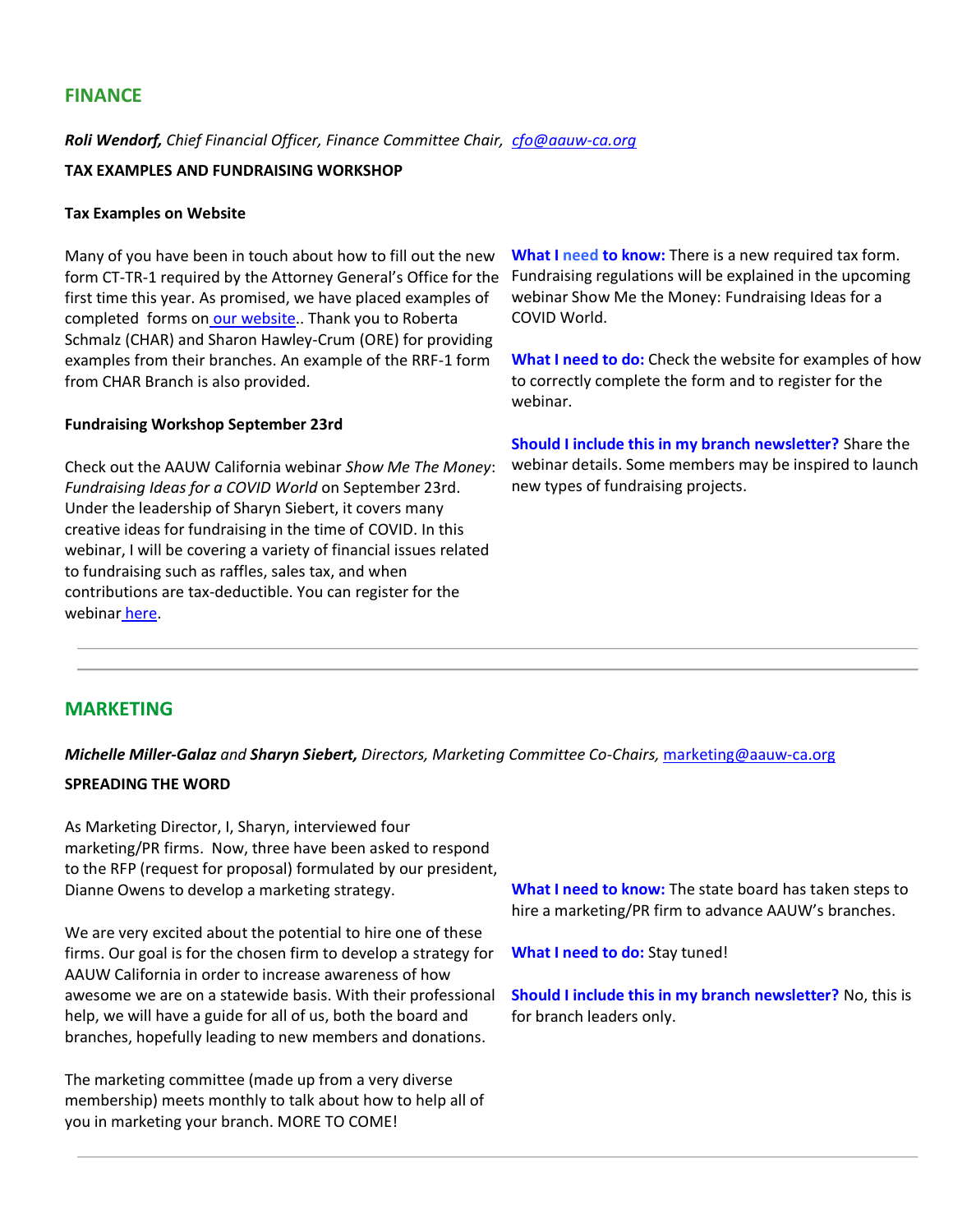## FINANCE

***Roli Wendorf,*** *Chief Financial Officer, Finance Committee Chair, cfo@aauw-ca.org*

**TAX EXAMPLES AND FUNDRAISING WORKSHOP**

**Tax Examples on Website**

Many of you have been in touch about how to fill out the new form CT-TR-1 required by the Attorney General's Office for the first time this year. As promised, we have placed examples of completed forms on our website.. Thank you to Roberta Schmalz (CHAR) and Sharon Hawley-Crum (ORE) for providing examples from their branches. An example of the RRF-1 form from CHAR Branch is also provided.

**Fundraising Workshop September 23rd**

Check out the AAUW California webinar *Show Me The Money*: *Fundraising Ideas for a COVID World* on September 23rd. Under the leadership of Sharyn Siebert, it covers many creative ideas for fundraising in the time of COVID. In this webinar, I will be covering a variety of financial issues related to fundraising such as raffles, sales tax, and when contributions are tax-deductible. You can register for the webinar here.

**What I need to know:** There is a new required tax form. Fundraising regulations will be explained in the upcoming webinar Show Me the Money: Fundraising Ideas for a COVID World.

**What I need to do:** Check the website for examples of how to correctly complete the form and to register for the webinar.

**Should I include this in my branch newsletter?** Share the webinar details. Some members may be inspired to launch new types of fundraising projects.

---

## MARKETING

***Michelle Miller-Galaz*** *and* ***Sharyn Siebert,*** *Directors, Marketing Committee Co-Chairs,* marketing@aauw-ca.org

**SPREADING THE WORD**

As Marketing Director, I, Sharyn, interviewed four marketing/PR firms. Now, three have been asked to respond to the RFP (request for proposal) formulated by our president, Dianne Owens to develop a marketing strategy.

We are very excited about the potential to hire one of these firms. Our goal is for the chosen firm to develop a strategy for AAUW California in order to increase awareness of how awesome we are on a statewide basis. With their professional help, we will have a guide for all of us, both the board and branches, hopefully leading to new members and donations.

The marketing committee (made up from a very diverse membership) meets monthly to talk about how to help all of you in marketing your branch. MORE TO COME!

**What I need to know:** The state board has taken steps to hire a marketing/PR firm to advance AAUW's branches.

**What I need to do:** Stay tuned!

**Should I include this in my branch newsletter?** No, this is for branch leaders only.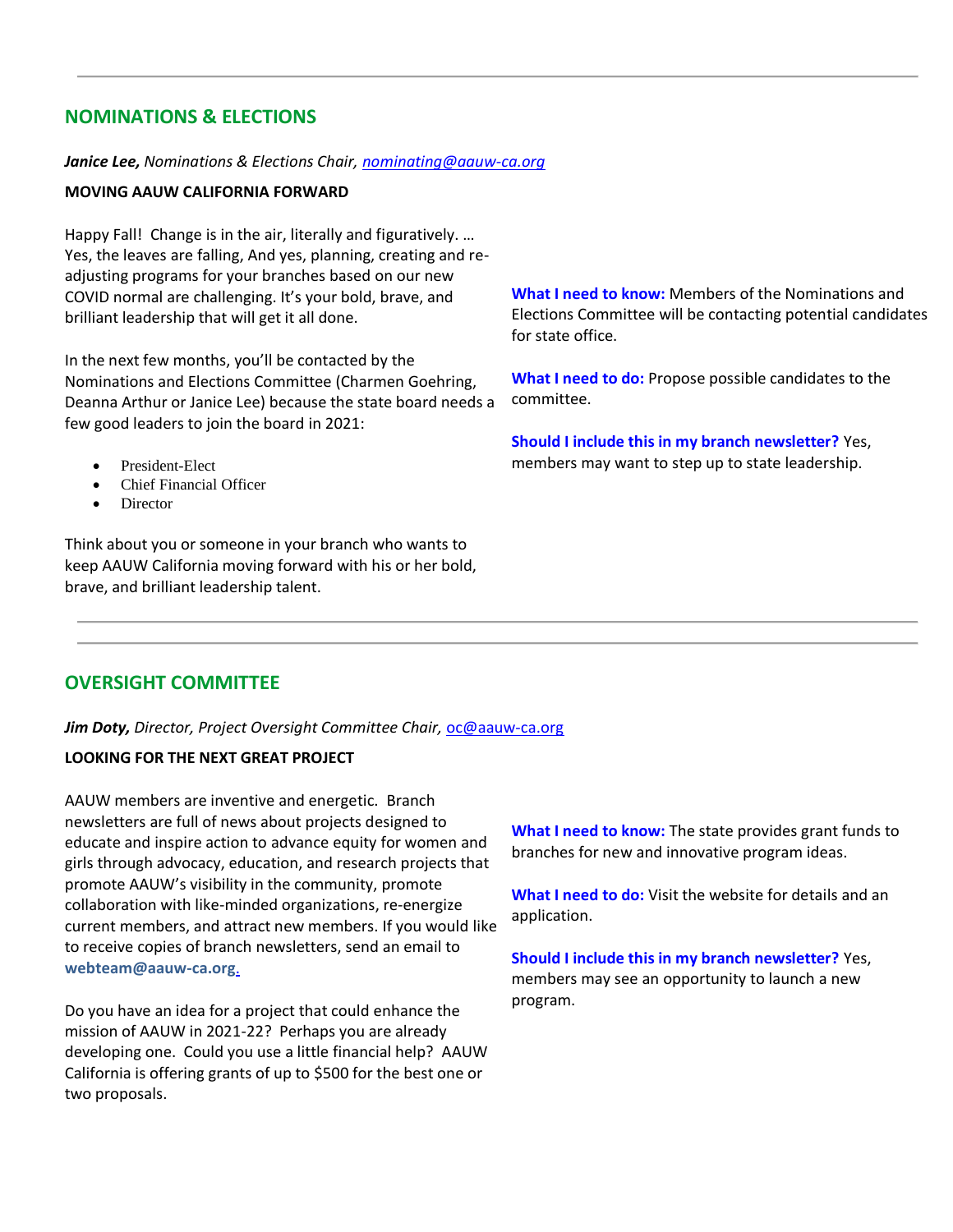---

## NOMINATIONS & ELECTIONS

***Janice Lee,*** *Nominations & Elections Chair, [nominating@aauw-ca.org](mailto:nominating@aauw-ca.org)*

**MOVING AAUW CALIFORNIA FORWARD**

Happy Fall! Change is in the air, literally and figuratively. … Yes, the leaves are falling, And yes, planning, creating and re-adjusting programs for your branches based on our new COVID normal are challenging. It's your bold, brave, and brilliant leadership that will get it all done.

In the next few months, you'll be contacted by the Nominations and Elections Committee (Charmen Goehring, Deanna Arthur or Janice Lee) because the state board needs a few good leaders to join the board in 2021:

- President-Elect
- Chief Financial Officer
- Director

Think about you or someone in your branch who wants to keep AAUW California moving forward with his or her bold, brave, and brilliant leadership talent.

**What I need to know:** Members of the Nominations and Elections Committee will be contacting potential candidates for state office.

**What I need to do:** Propose possible candidates to the committee.

**Should I include this in my branch newsletter?** Yes, members may want to step up to state leadership.

---

## OVERSIGHT COMMITTEE

***Jim Doty,*** *Director, Project Oversight Committee Chair, [oc@aauw-ca.org](mailto:oc@aauw-ca.org)*

**LOOKING FOR THE NEXT GREAT PROJECT**

AAUW members are inventive and energetic. Branch newsletters are full of news about projects designed to educate and inspire action to advance equity for women and girls through advocacy, education, and research projects that promote AAUW's visibility in the community, promote collaboration with like-minded organizations, re-energize current members, and attract new members. If you would like to receive copies of branch newsletters, send an email to **webteam@aauw-ca.org**.

Do you have an idea for a project that could enhance the mission of AAUW in 2021-22? Perhaps you are already developing one. Could you use a little financial help? AAUW California is offering grants of up to $500 for the best one or two proposals.

**What I need to know:** The state provides grant funds to branches for new and innovative program ideas.

**What I need to do:** Visit the website for details and an application.

**Should I include this in my branch newsletter?** Yes, members may see an opportunity to launch a new program.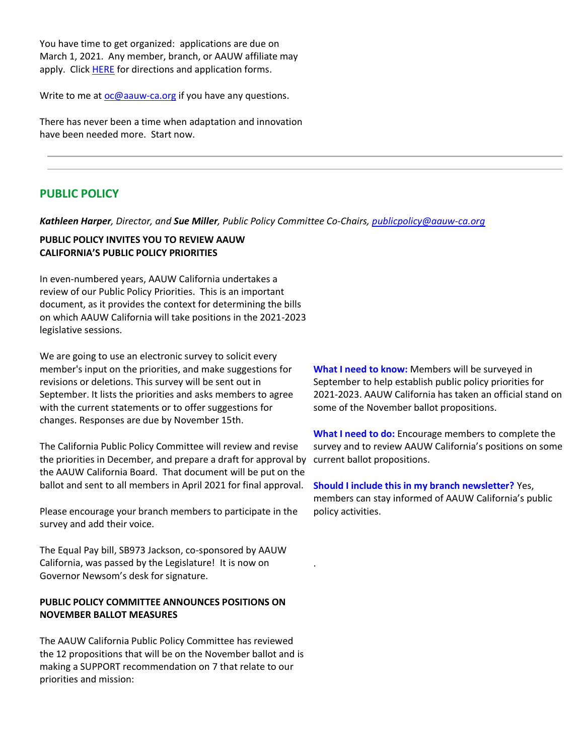You have time to get organized: applications are due on March 1, 2021. Any member, branch, or AAUW affiliate may apply. Click [HERE](#) for directions and application forms.

Write to me at [oc@aauw-ca.org](mailto:oc@aauw-ca.org) if you have any questions.

There has never been a time when adaptation and innovation have been needed more. Start now.

---

## PUBLIC POLICY

***Kathleen Harper**, Director, and **Sue Miller**, Public Policy Committee Co-Chairs, [publicpolicy@aauw-ca.org](mailto:publicpolicy@aauw-ca.org)*

**PUBLIC POLICY INVITES YOU TO REVIEW AAUW CALIFORNIA'S PUBLIC POLICY PRIORITIES**

In even-numbered years, AAUW California undertakes a review of our Public Policy Priorities. This is an important document, as it provides the context for determining the bills on which AAUW California will take positions in the 2021-2023 legislative sessions.

We are going to use an electronic survey to solicit every member's input on the priorities, and make suggestions for revisions or deletions. This survey will be sent out in September. It lists the priorities and asks members to agree with the current statements or to offer suggestions for changes. Responses are due by November 15th.

The California Public Policy Committee will review and revise the priorities in December, and prepare a draft for approval by the AAUW California Board. That document will be put on the ballot and sent to all members in April 2021 for final approval.

Please encourage your branch members to participate in the survey and add their voice.

The Equal Pay bill, SB973 Jackson, co-sponsored by AAUW California, was passed by the Legislature! It is now on Governor Newsom's desk for signature.

**What I need to know:** Members will be surveyed in September to help establish public policy priorities for 2021-2023. AAUW California has taken an official stand on some of the November ballot propositions.

**What I need to do:** Encourage members to complete the survey and to review AAUW California's positions on some current ballot propositions.

**Should I include this in my branch newsletter?** Yes, members can stay informed of AAUW California's public policy activities.

**PUBLIC POLICY COMMITTEE ANNOUNCES POSITIONS ON NOVEMBER BALLOT MEASURES**

The AAUW California Public Policy Committee has reviewed the 12 propositions that will be on the November ballot and is making a SUPPORT recommendation on 7 that relate to our priorities and mission: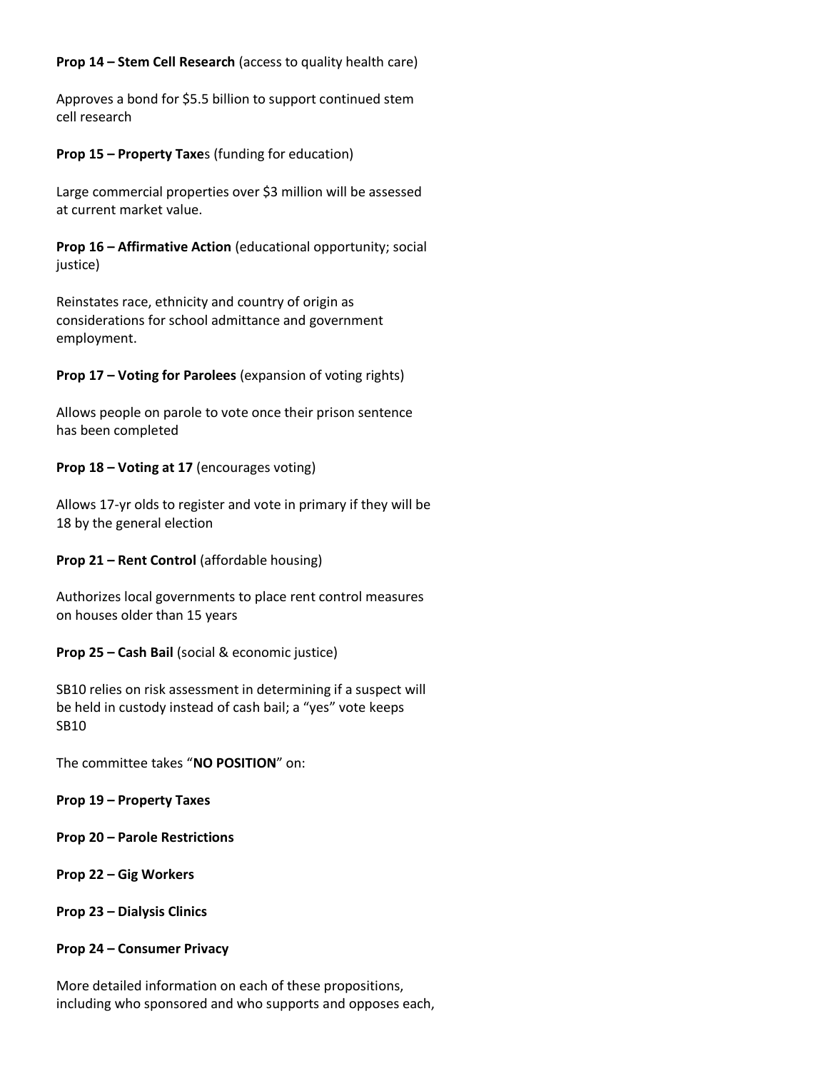**Prop 14 – Stem Cell Research** (access to quality health care)

Approves a bond for $5.5 billion to support continued stem cell research

**Prop 15 – Property Taxe**s (funding for education)

Large commercial properties over $3 million will be assessed at current market value.

**Prop 16 – Affirmative Action** (educational opportunity; social justice)

Reinstates race, ethnicity and country of origin as considerations for school admittance and government employment.

**Prop 17 – Voting for Parolees** (expansion of voting rights)

Allows people on parole to vote once their prison sentence has been completed

**Prop 18 – Voting at 17** (encourages voting)

Allows 17-yr olds to register and vote in primary if they will be 18 by the general election

**Prop 21 – Rent Control** (affordable housing)

Authorizes local governments to place rent control measures on houses older than 15 years

**Prop 25 – Cash Bail** (social & economic justice)

SB10 relies on risk assessment in determining if a suspect will be held in custody instead of cash bail; a "yes" vote keeps SB10

The committee takes "**NO POSITION**" on:

**Prop 19 – Property Taxes**

**Prop 20 – Parole Restrictions**

**Prop 22 – Gig Workers**

**Prop 23 – Dialysis Clinics**

**Prop 24 – Consumer Privacy**

More detailed information on each of these propositions, including who sponsored and who supports and opposes each,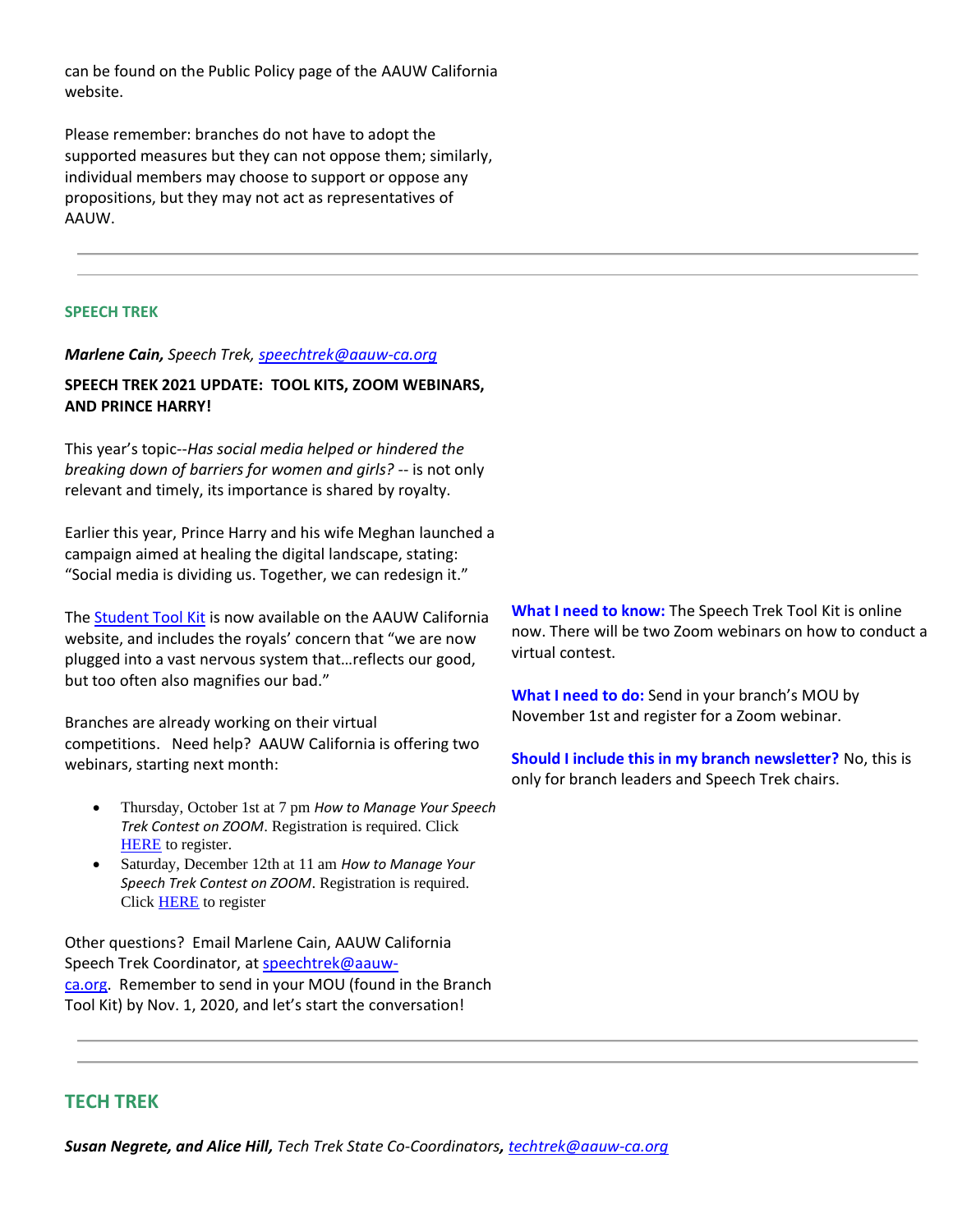can be found on the Public Policy page of the AAUW California website.

Please remember: branches do not have to adopt the supported measures but they can not oppose them; similarly, individual members may choose to support or oppose any propositions, but they may not act as representatives of AAUW.

---

### SPEECH TREK

***Marlene Cain,*** *Speech Trek, [speechtrek@aauw-ca.org](mailto:speechtrek@aauw-ca.org)*

**SPEECH TREK 2021 UPDATE: TOOL KITS, ZOOM WEBINARS, AND PRINCE HARRY!**

This year's topic--*Has social media helped or hindered the breaking down of barriers for women and girls?* -- is not only relevant and timely, its importance is shared by royalty.

Earlier this year, Prince Harry and his wife Meghan launched a campaign aimed at healing the digital landscape, stating: "Social media is dividing us. Together, we can redesign it."

The [Student Tool Kit](#) is now available on the AAUW California website, and includes the royals' concern that "we are now plugged into a vast nervous system that…reflects our good, but too often also magnifies our bad."

Branches are already working on their virtual competitions. Need help? AAUW California is offering two webinars, starting next month:

- Thursday, October 1st at 7 pm *How to Manage Your Speech Trek Contest on ZOOM*. Registration is required. Click [HERE](#) to register.
- Saturday, December 12th at 11 am *How to Manage Your Speech Trek Contest on ZOOM*. Registration is required. Click [HERE](#) to register

Other questions? Email Marlene Cain, AAUW California Speech Trek Coordinator, at [speechtrek@aauw-ca.org](mailto:speechtrek@aauw-ca.org). Remember to send in your MOU (found in the Branch Tool Kit) by Nov. 1, 2020, and let's start the conversation!

**What I need to know:** The Speech Trek Tool Kit is online now. There will be two Zoom webinars on how to conduct a virtual contest.

**What I need to do:** Send in your branch's MOU by November 1st and register for a Zoom webinar.

**Should I include this in my branch newsletter?** No, this is only for branch leaders and Speech Trek chairs.

---

## TECH TREK

***Susan Negrete, and Alice Hill,*** *Tech Trek State Co-Coordinators,* *[techtrek@aauw-ca.org](mailto:techtrek@aauw-ca.org)*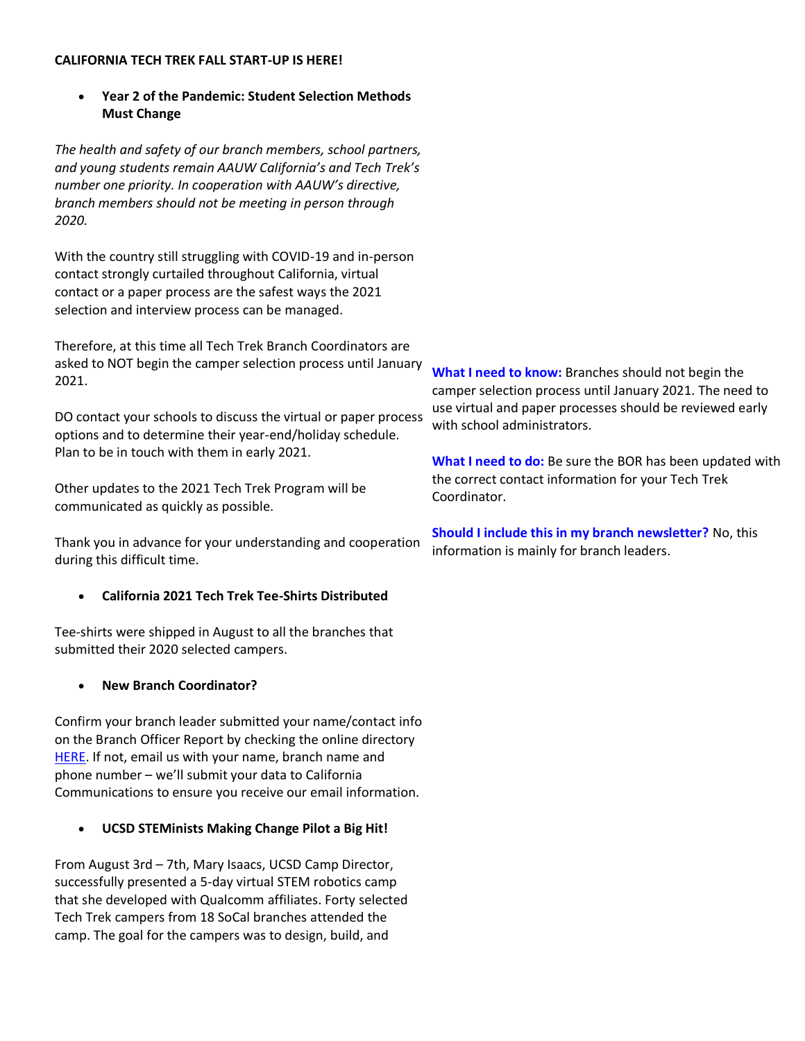**CALIFORNIA TECH TREK FALL START-UP IS HERE!**

- **Year 2 of the Pandemic: Student Selection Methods Must Change**

*The health and safety of our branch members, school partners, and young students remain AAUW California's and Tech Trek's number one priority. In cooperation with AAUW's directive, branch members should not be meeting in person through 2020.*

With the country still struggling with COVID-19 and in-person contact strongly curtailed throughout California, virtual contact or a paper process are the safest ways the 2021 selection and interview process can be managed.

Therefore, at this time all Tech Trek Branch Coordinators are asked to NOT begin the camper selection process until January 2021.

DO contact your schools to discuss the virtual or paper process options and to determine their year-end/holiday schedule. Plan to be in touch with them in early 2021.

Other updates to the 2021 Tech Trek Program will be communicated as quickly as possible.

Thank you in advance for your understanding and cooperation during this difficult time.

**What I need to know:** Branches should not begin the camper selection process until January 2021. The need to use virtual and paper processes should be reviewed early with school administrators.

**What I need to do:** Be sure the BOR has been updated with the correct contact information for your Tech Trek Coordinator.

**Should I include this in my branch newsletter?** No, this information is mainly for branch leaders.

- **California 2021 Tech Trek Tee-Shirts Distributed**

Tee-shirts were shipped in August to all the branches that submitted their 2020 selected campers.

- **New Branch Coordinator?**

Confirm your branch leader submitted your name/contact info on the Branch Officer Report by checking the online directory HERE. If not, email us with your name, branch name and phone number – we'll submit your data to California Communications to ensure you receive our email information.

- **UCSD STEMinists Making Change Pilot a Big Hit!**

From August 3rd – 7th, Mary Isaacs, UCSD Camp Director, successfully presented a 5-day virtual STEM robotics camp that she developed with Qualcomm affiliates. Forty selected Tech Trek campers from 18 SoCal branches attended the camp. The goal for the campers was to design, build, and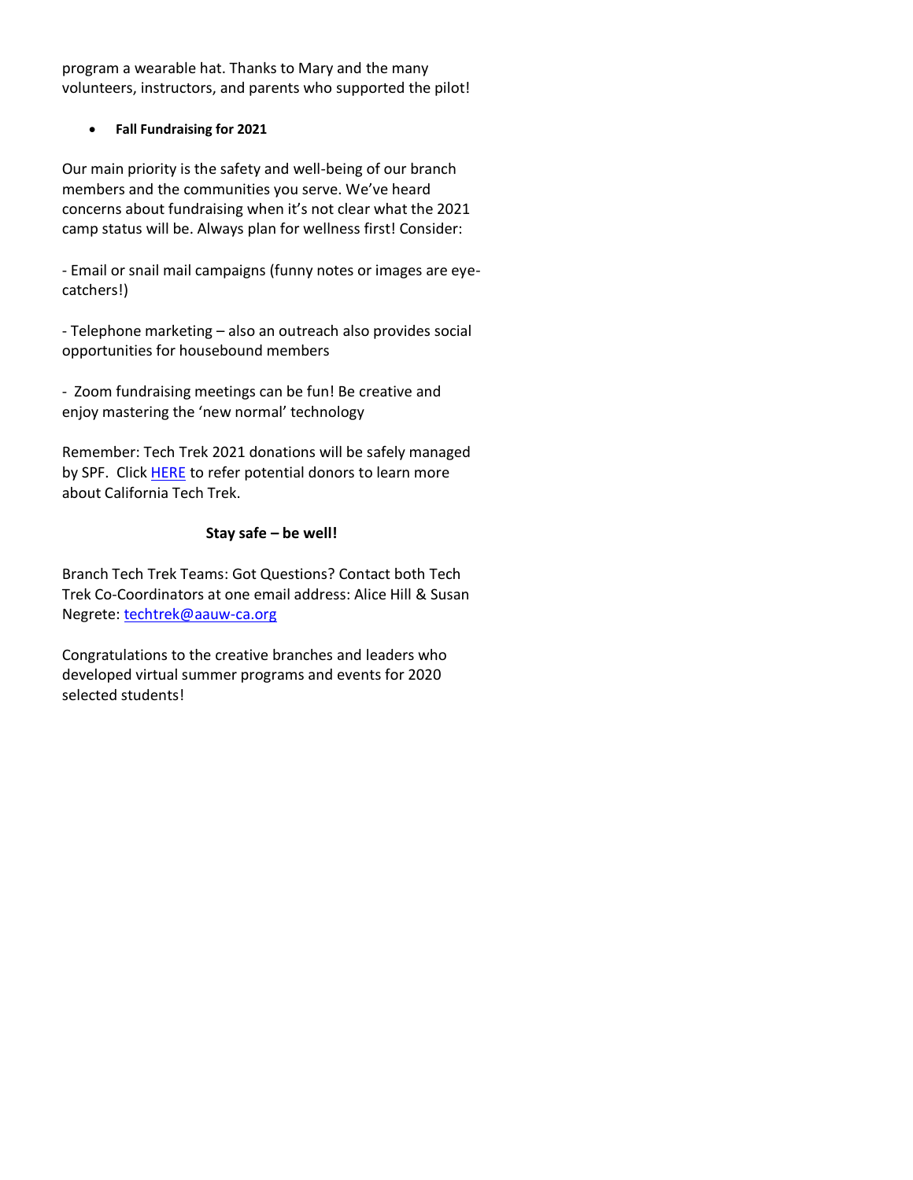program a wearable hat. Thanks to Mary and the many volunteers, instructors, and parents who supported the pilot!

- **Fall Fundraising for 2021**

Our main priority is the safety and well-being of our branch members and the communities you serve. We've heard concerns about fundraising when it's not clear what the 2021 camp status will be. Always plan for wellness first! Consider:

- Email or snail mail campaigns (funny notes or images are eye-catchers!)

- Telephone marketing – also an outreach also provides social opportunities for housebound members

- Zoom fundraising meetings can be fun! Be creative and enjoy mastering the 'new normal' technology

Remember: Tech Trek 2021 donations will be safely managed by SPF. Click HERE to refer potential donors to learn more about California Tech Trek.

**Stay safe – be well!**

Branch Tech Trek Teams: Got Questions? Contact both Tech Trek Co-Coordinators at one email address: Alice Hill & Susan Negrete: techtrek@aauw-ca.org

Congratulations to the creative branches and leaders who developed virtual summer programs and events for 2020 selected students!